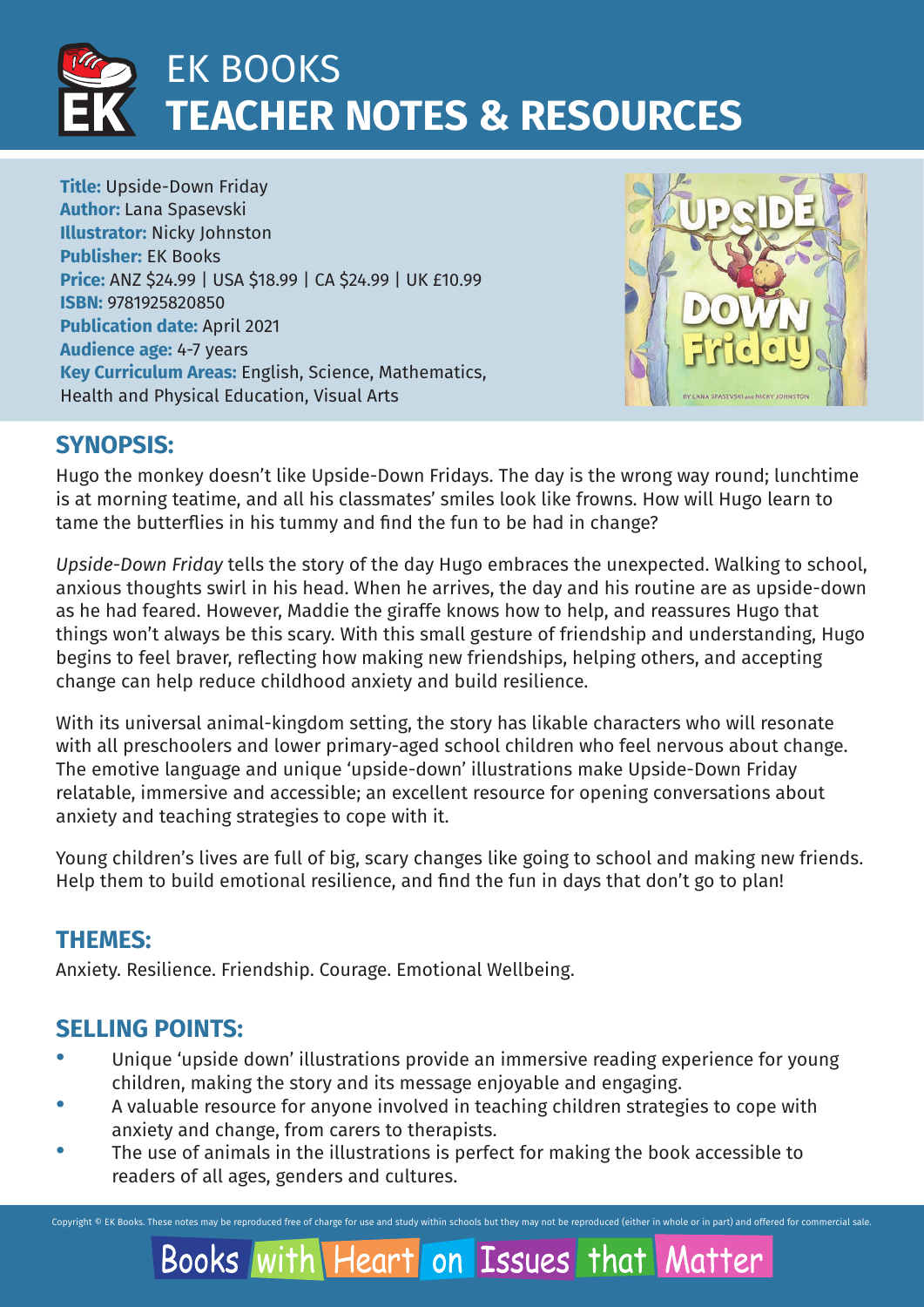# EK BOOKS
# TEACHER NOTES & RESOURCES

**Title:** Upside-Down Friday
**Author:** Lana Spasevski
**Illustrator:** Nicky Johnston
**Publisher:** EK Books
**Price:** ANZ $24.99 | USA $18.99 | CA $24.99 | UK £10.99
**ISBN:** 9781925820850
**Publication date:** April 2021
**Audience age:** 4-7 years
**Key Curriculum Areas:** English, Science, Mathematics, Health and Physical Education, Visual Arts

## SYNOPSIS:

Hugo the monkey doesn't like Upside-Down Fridays. The day is the wrong way round; lunchtime is at morning teatime, and all his classmates' smiles look like frowns. How will Hugo learn to tame the butterflies in his tummy and find the fun to be had in change?

*Upside-Down Friday* tells the story of the day Hugo embraces the unexpected. Walking to school, anxious thoughts swirl in his head. When he arrives, the day and his routine are as upside-down as he had feared. However, Maddie the giraffe knows how to help, and reassures Hugo that things won't always be this scary. With this small gesture of friendship and understanding, Hugo begins to feel braver, reflecting how making new friendships, helping others, and accepting change can help reduce childhood anxiety and build resilience.

With its universal animal-kingdom setting, the story has likable characters who will resonate with all preschoolers and lower primary-aged school children who feel nervous about change. The emotive language and unique 'upside-down' illustrations make Upside-Down Friday relatable, immersive and accessible; an excellent resource for opening conversations about anxiety and teaching strategies to cope with it.

Young children's lives are full of big, scary changes like going to school and making new friends. Help them to build emotional resilience, and find the fun in days that don't go to plan!

## THEMES:

Anxiety. Resilience. Friendship. Courage. Emotional Wellbeing.

## SELLING POINTS:

- Unique 'upside down' illustrations provide an immersive reading experience for young children, making the story and its message enjoyable and engaging.
- A valuable resource for anyone involved in teaching children strategies to cope with anxiety and change, from carers to therapists.
- The use of animals in the illustrations is perfect for making the book accessible to readers of all ages, genders and cultures.

Copyright © EK Books. These notes may be reproduced free of charge for use and study within schools but they may not be reproduced (either in whole or in part) and offered for commercial sale.

Books with Heart on Issues that Matter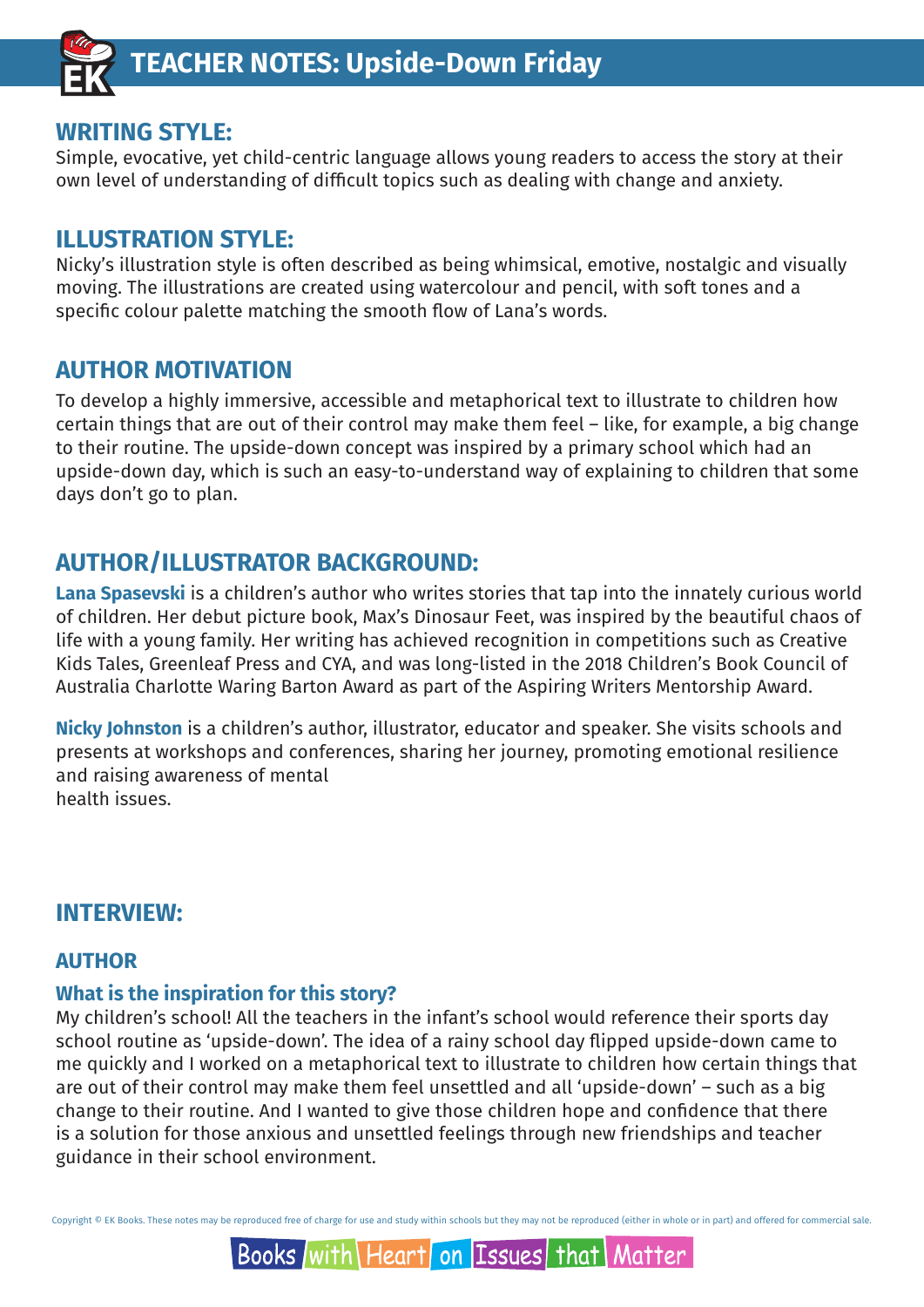## WRITING STYLE:

Simple, evocative, yet child-centric language allows young readers to access the story at their own level of understanding of difficult topics such as dealing with change and anxiety.

## ILLUSTRATION STYLE:

Nicky's illustration style is often described as being whimsical, emotive, nostalgic and visually moving. The illustrations are created using watercolour and pencil, with soft tones and a specific colour palette matching the smooth flow of Lana's words.

## AUTHOR MOTIVATION

To develop a highly immersive, accessible and metaphorical text to illustrate to children how certain things that are out of their control may make them feel – like, for example, a big change to their routine. The upside-down concept was inspired by a primary school which had an upside-down day, which is such an easy-to-understand way of explaining to children that some days don't go to plan.

## AUTHOR/ILLUSTRATOR BACKGROUND:

**Lana Spasevski** is a children's author who writes stories that tap into the innately curious world of children. Her debut picture book, Max's Dinosaur Feet, was inspired by the beautiful chaos of life with a young family. Her writing has achieved recognition in competitions such as Creative Kids Tales, Greenleaf Press and CYA, and was long-listed in the 2018 Children's Book Council of Australia Charlotte Waring Barton Award as part of the Aspiring Writers Mentorship Award.

**Nicky Johnston** is a children's author, illustrator, educator and speaker. She visits schools and presents at workshops and conferences, sharing her journey, promoting emotional resilience and raising awareness of mental health issues.

## INTERVIEW:

### AUTHOR

#### What is the inspiration for this story?

My children's school! All the teachers in the infant's school would reference their sports day school routine as 'upside-down'. The idea of a rainy school day flipped upside-down came to me quickly and I worked on a metaphorical text to illustrate to children how certain things that are out of their control may make them feel unsettled and all 'upside-down' – such as a big change to their routine. And I wanted to give those children hope and confidence that there is a solution for those anxious and unsettled feelings through new friendships and teacher guidance in their school environment.

Copyright © EK Books. These notes may be reproduced free of charge for use and study within schools but they may not be reproduced (either in whole or in part) and offered for commercial sale.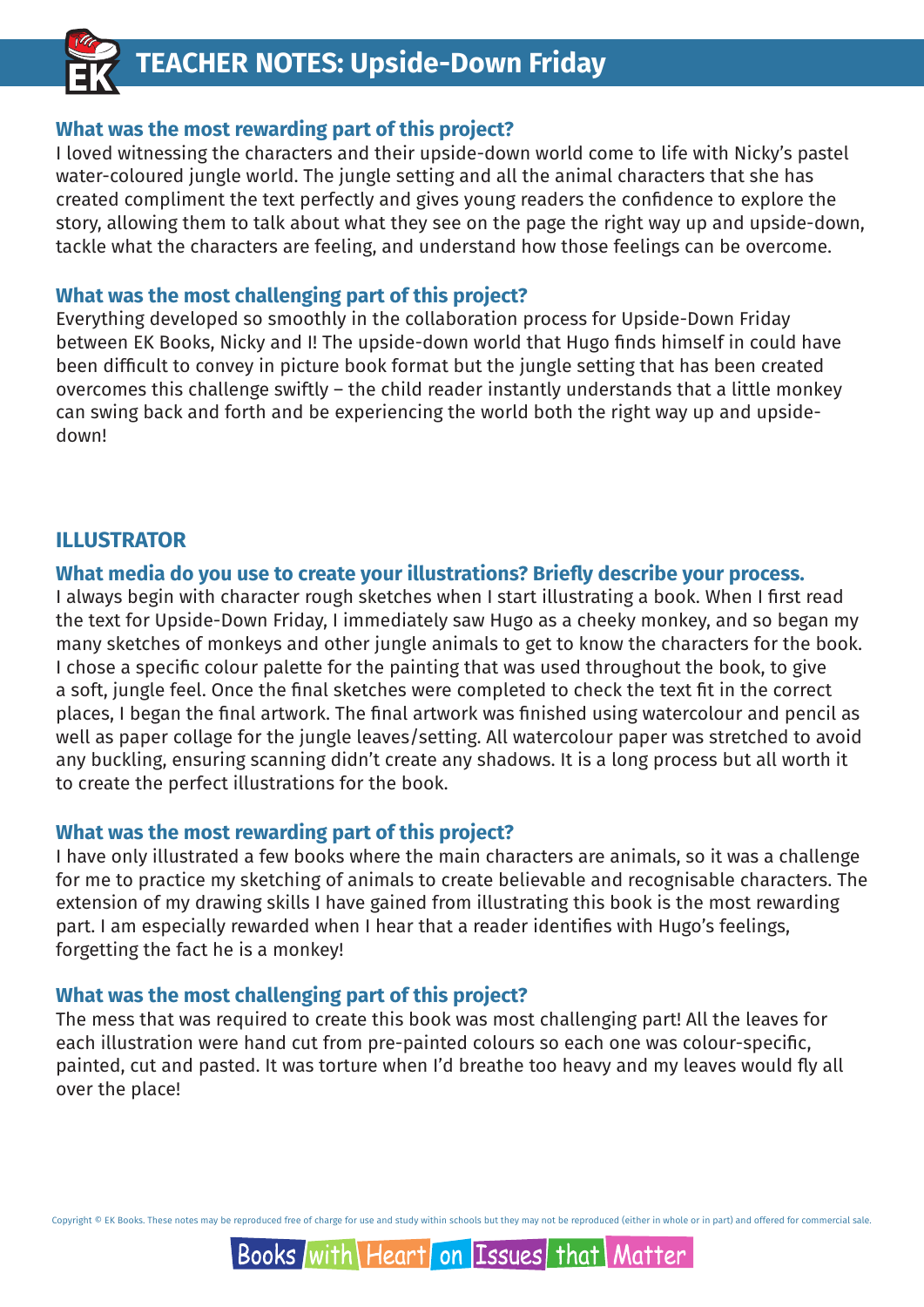### What was the most rewarding part of this project?

I loved witnessing the characters and their upside-down world come to life with Nicky's pastel water-coloured jungle world. The jungle setting and all the animal characters that she has created compliment the text perfectly and gives young readers the confidence to explore the story, allowing them to talk about what they see on the page the right way up and upside-down, tackle what the characters are feeling, and understand how those feelings can be overcome.

### What was the most challenging part of this project?

Everything developed so smoothly in the collaboration process for Upside-Down Friday between EK Books, Nicky and I! The upside-down world that Hugo finds himself in could have been difficult to convey in picture book format but the jungle setting that has been created overcomes this challenge swiftly – the child reader instantly understands that a little monkey can swing back and forth and be experiencing the world both the right way up and upside-down!

## ILLUSTRATOR

### What media do you use to create your illustrations? Briefly describe your process.

I always begin with character rough sketches when I start illustrating a book. When I first read the text for Upside-Down Friday, I immediately saw Hugo as a cheeky monkey, and so began my many sketches of monkeys and other jungle animals to get to know the characters for the book. I chose a specific colour palette for the painting that was used throughout the book, to give a soft, jungle feel. Once the final sketches were completed to check the text fit in the correct places, I began the final artwork. The final artwork was finished using watercolour and pencil as well as paper collage for the jungle leaves/setting. All watercolour paper was stretched to avoid any buckling, ensuring scanning didn't create any shadows. It is a long process but all worth it to create the perfect illustrations for the book.

### What was the most rewarding part of this project?

I have only illustrated a few books where the main characters are animals, so it was a challenge for me to practice my sketching of animals to create believable and recognisable characters. The extension of my drawing skills I have gained from illustrating this book is the most rewarding part. I am especially rewarded when I hear that a reader identifies with Hugo's feelings, forgetting the fact he is a monkey!

### What was the most challenging part of this project?

The mess that was required to create this book was most challenging part! All the leaves for each illustration were hand cut from pre-painted colours so each one was colour-specific, painted, cut and pasted. It was torture when I'd breathe too heavy and my leaves would fly all over the place!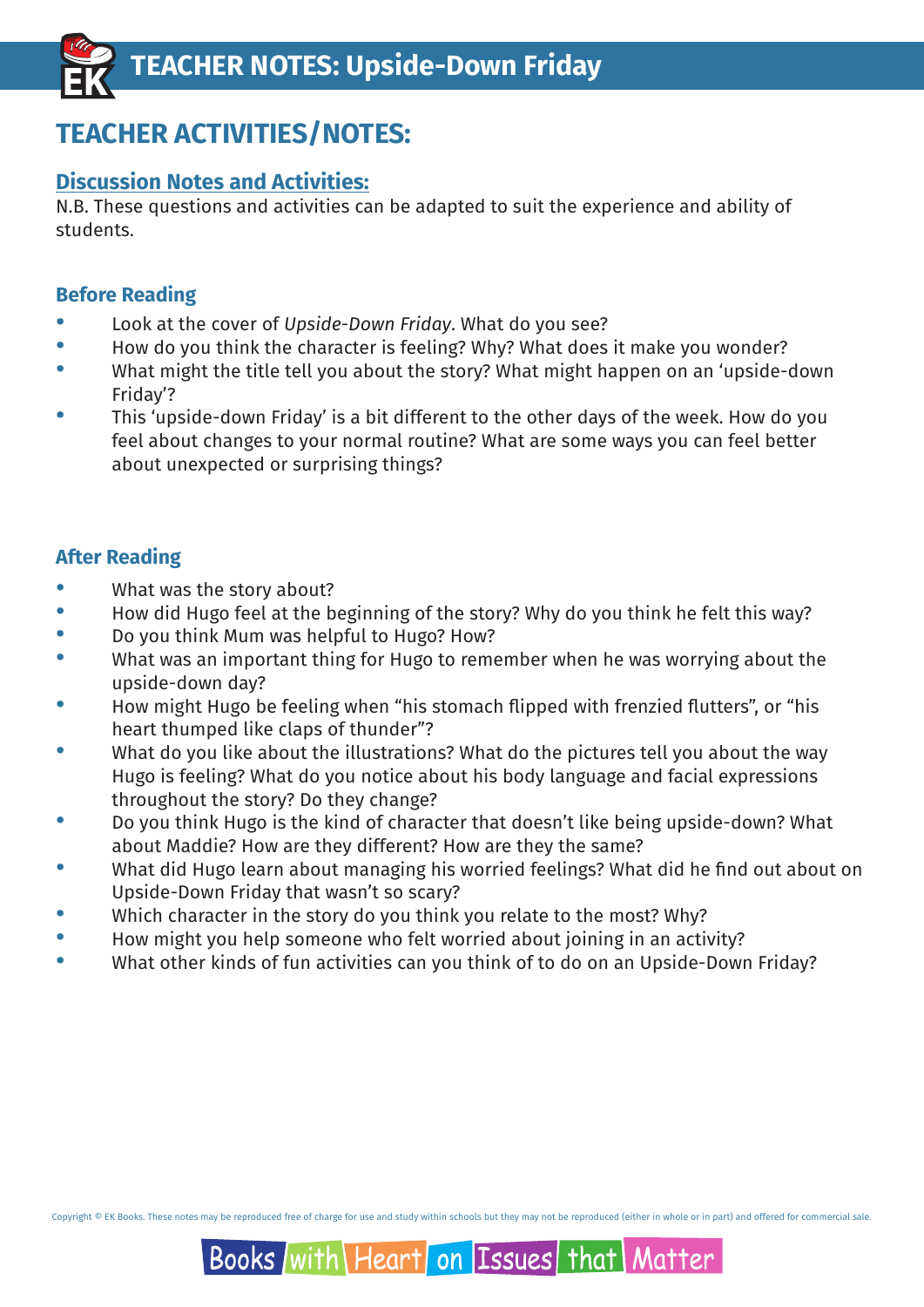# TEACHER ACTIVITIES/NOTES:

## Discussion Notes and Activities:

N.B. These questions and activities can be adapted to suit the experience and ability of students.

### Before Reading

- Look at the cover of *Upside-Down Friday*. What do you see?
- How do you think the character is feeling? Why? What does it make you wonder?
- What might the title tell you about the story? What might happen on an 'upside-down Friday'?
- This 'upside-down Friday' is a bit different to the other days of the week. How do you feel about changes to your normal routine? What are some ways you can feel better about unexpected or surprising things?

### After Reading

- What was the story about?
- How did Hugo feel at the beginning of the story? Why do you think he felt this way?
- Do you think Mum was helpful to Hugo? How?
- What was an important thing for Hugo to remember when he was worrying about the upside-down day?
- How might Hugo be feeling when "his stomach flipped with frenzied flutters", or "his heart thumped like claps of thunder"?
- What do you like about the illustrations? What do the pictures tell you about the way Hugo is feeling? What do you notice about his body language and facial expressions throughout the story? Do they change?
- Do you think Hugo is the kind of character that doesn't like being upside-down? What about Maddie? How are they different? How are they the same?
- What did Hugo learn about managing his worried feelings? What did he find out about on Upside-Down Friday that wasn't so scary?
- Which character in the story do you think you relate to the most? Why?
- How might you help someone who felt worried about joining in an activity?
- What other kinds of fun activities can you think of to do on an Upside-Down Friday?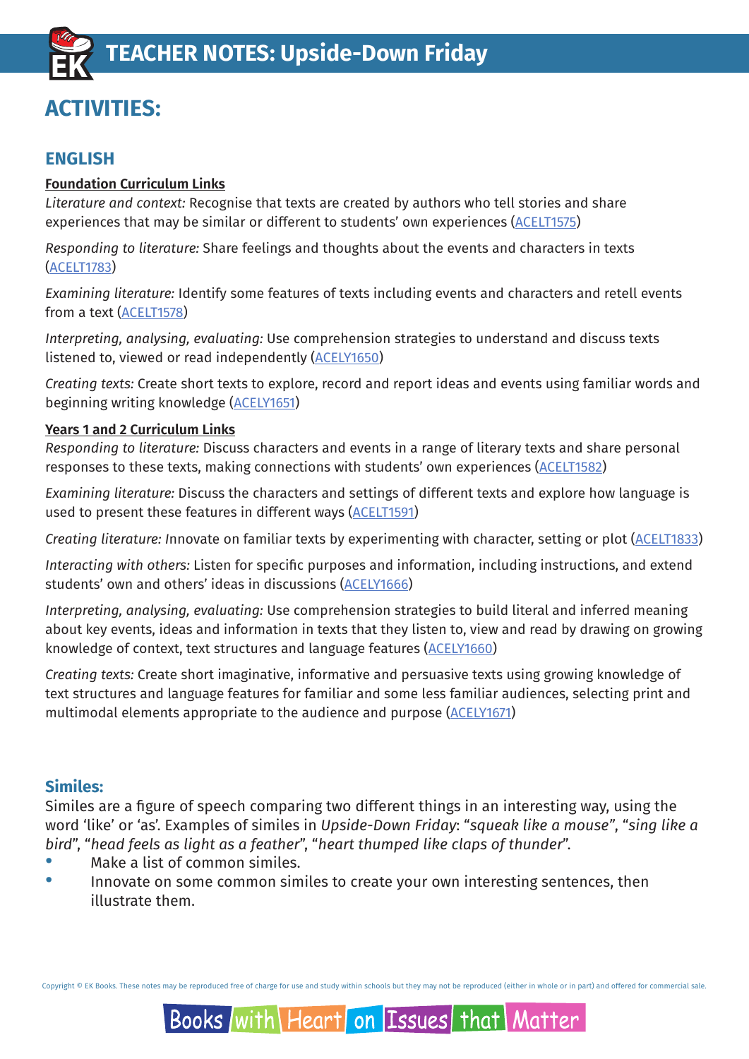## ACTIVITIES:

### ENGLISH

**Foundation Curriculum Links**

*Literature and context:* Recognise that texts are created by authors who tell stories and share experiences that may be similar or different to students' own experiences (ACELT1575)

*Responding to literature:* Share feelings and thoughts about the events and characters in texts (ACELT1783)

*Examining literature:* Identify some features of texts including events and characters and retell events from a text (ACELT1578)

*Interpreting, analysing, evaluating:* Use comprehension strategies to understand and discuss texts listened to, viewed or read independently (ACELY1650)

*Creating texts:* Create short texts to explore, record and report ideas and events using familiar words and beginning writing knowledge (ACELY1651)

**Years 1 and 2 Curriculum Links**

*Responding to literature:* Discuss characters and events in a range of literary texts and share personal responses to these texts, making connections with students' own experiences (ACELT1582)

*Examining literature:* Discuss the characters and settings of different texts and explore how language is used to present these features in different ways (ACELT1591)

*Creating literature:* Innovate on familiar texts by experimenting with character, setting or plot (ACELT1833)

*Interacting with others:* Listen for specific purposes and information, including instructions, and extend students' own and others' ideas in discussions (ACELY1666)

*Interpreting, analysing, evaluating:* Use comprehension strategies to build literal and inferred meaning about key events, ideas and information in texts that they listen to, view and read by drawing on growing knowledge of context, text structures and language features (ACELY1660)

*Creating texts:* Create short imaginative, informative and persuasive texts using growing knowledge of text structures and language features for familiar and some less familiar audiences, selecting print and multimodal elements appropriate to the audience and purpose (ACELY1671)

### Similes:

Similes are a figure of speech comparing two different things in an interesting way, using the word 'like' or 'as'. Examples of similes in *Upside-Down Friday*: "*squeak like a mouse*", "*sing like a bird*", "*head feels as light as a feather*", "*heart thumped like claps of thunder*".

- Make a list of common similes.
- Innovate on some common similes to create your own interesting sentences, then illustrate them.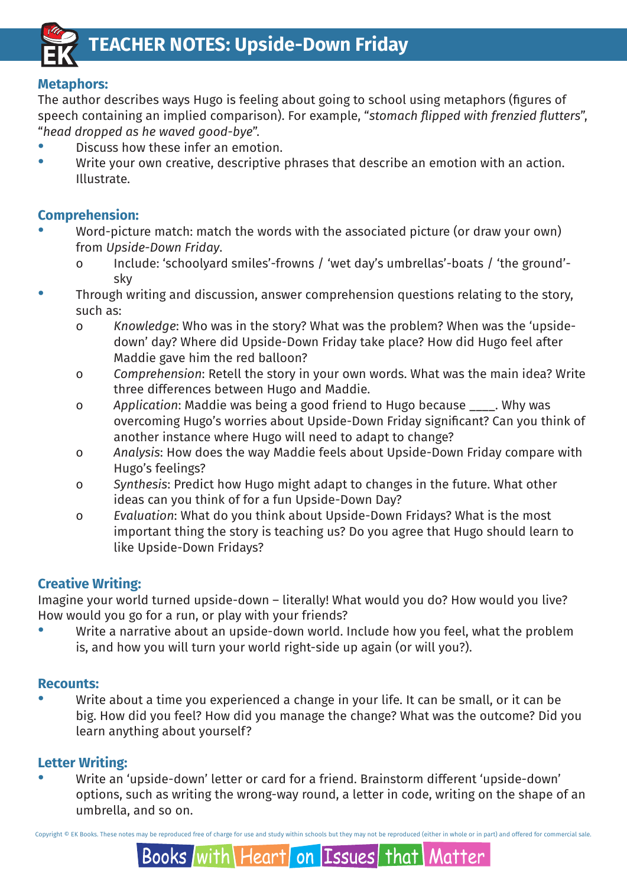# TEACHER NOTES: Upside-Down Friday

### Metaphors:

The author describes ways Hugo is feeling about going to school using metaphors (figures of speech containing an implied comparison). For example, "*stomach flipped with frenzied flutters*", "*head dropped as he waved good-bye*".

- Discuss how these infer an emotion.
- Write your own creative, descriptive phrases that describe an emotion with an action. Illustrate.

### Comprehension:

- Word-picture match: match the words with the associated picture (or draw your own) from *Upside-Down Friday*.
  - Include: 'schoolyard smiles'-frowns / 'wet day's umbrellas'-boats / 'the ground'-sky
- Through writing and discussion, answer comprehension questions relating to the story, such as:
  - *Knowledge*: Who was in the story? What was the problem? When was the 'upside-down' day? Where did Upside-Down Friday take place? How did Hugo feel after Maddie gave him the red balloon?
  - *Comprehension*: Retell the story in your own words. What was the main idea? Write three differences between Hugo and Maddie.
  - *Application*: Maddie was being a good friend to Hugo because ____. Why was overcoming Hugo's worries about Upside-Down Friday significant? Can you think of another instance where Hugo will need to adapt to change?
  - *Analysis*: How does the way Maddie feels about Upside-Down Friday compare with Hugo's feelings?
  - *Synthesis*: Predict how Hugo might adapt to changes in the future. What other ideas can you think of for a fun Upside-Down Day?
  - *Evaluation*: What do you think about Upside-Down Fridays? What is the most important thing the story is teaching us? Do you agree that Hugo should learn to like Upside-Down Fridays?

### Creative Writing:

Imagine your world turned upside-down – literally! What would you do? How would you live? How would you go for a run, or play with your friends?

- Write a narrative about an upside-down world. Include how you feel, what the problem is, and how you will turn your world right-side up again (or will you?).

### Recounts:

- Write about a time you experienced a change in your life. It can be small, or it can be big. How did you feel? How did you manage the change? What was the outcome? Did you learn anything about yourself?

### Letter Writing:

- Write an 'upside-down' letter or card for a friend. Brainstorm different 'upside-down' options, such as writing the wrong-way round, a letter in code, writing on the shape of an umbrella, and so on.

Copyright © EK Books. These notes may be reproduced free of charge for use and study within schools but they may not be reproduced (either in whole or in part) and offered for commercial sale.

Books with Heart on Issues that Matter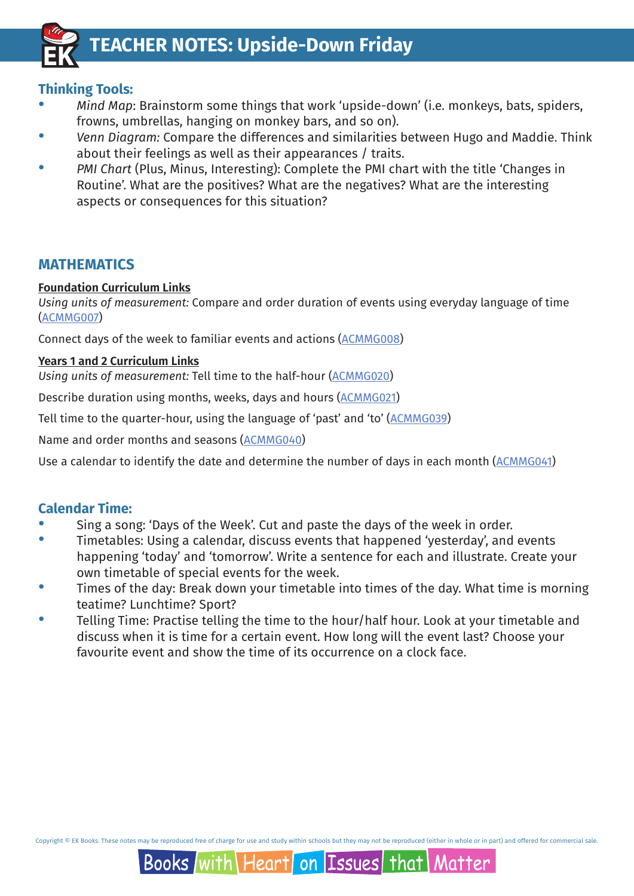# TEACHER NOTES: Upside-Down Friday

## Thinking Tools:

- *Mind Map*: Brainstorm some things that work 'upside-down' (i.e. monkeys, bats, spiders, frowns, umbrellas, hanging on monkey bars, and so on).
- *Venn Diagram:* Compare the differences and similarities between Hugo and Maddie. Think about their feelings as well as their appearances / traits.
- *PMI Chart* (Plus, Minus, Interesting): Complete the PMI chart with the title 'Changes in Routine'. What are the positives? What are the negatives? What are the interesting aspects or consequences for this situation?

## MATHEMATICS

**Foundation Curriculum Links**

*Using units of measurement:* Compare and order duration of events using everyday language of time (ACMMG007)

Connect days of the week to familiar events and actions (ACMMG008)

**Years 1 and 2 Curriculum Links**

*Using units of measurement:* Tell time to the half-hour (ACMMG020)

Describe duration using months, weeks, days and hours (ACMMG021)

Tell time to the quarter-hour, using the language of 'past' and 'to' (ACMMG039)

Name and order months and seasons (ACMMG040)

Use a calendar to identify the date and determine the number of days in each month (ACMMG041)

## Calendar Time:

- Sing a song: 'Days of the Week'. Cut and paste the days of the week in order.
- Timetables: Using a calendar, discuss events that happened 'yesterday', and events happening 'today' and 'tomorrow'. Write a sentence for each and illustrate. Create your own timetable of special events for the week.
- Times of the day: Break down your timetable into times of the day. What time is morning teatime? Lunchtime? Sport?
- Telling Time: Practise telling the time to the hour/half hour. Look at your timetable and discuss when it is time for a certain event. How long will the event last? Choose your favourite event and show the time of its occurrence on a clock face.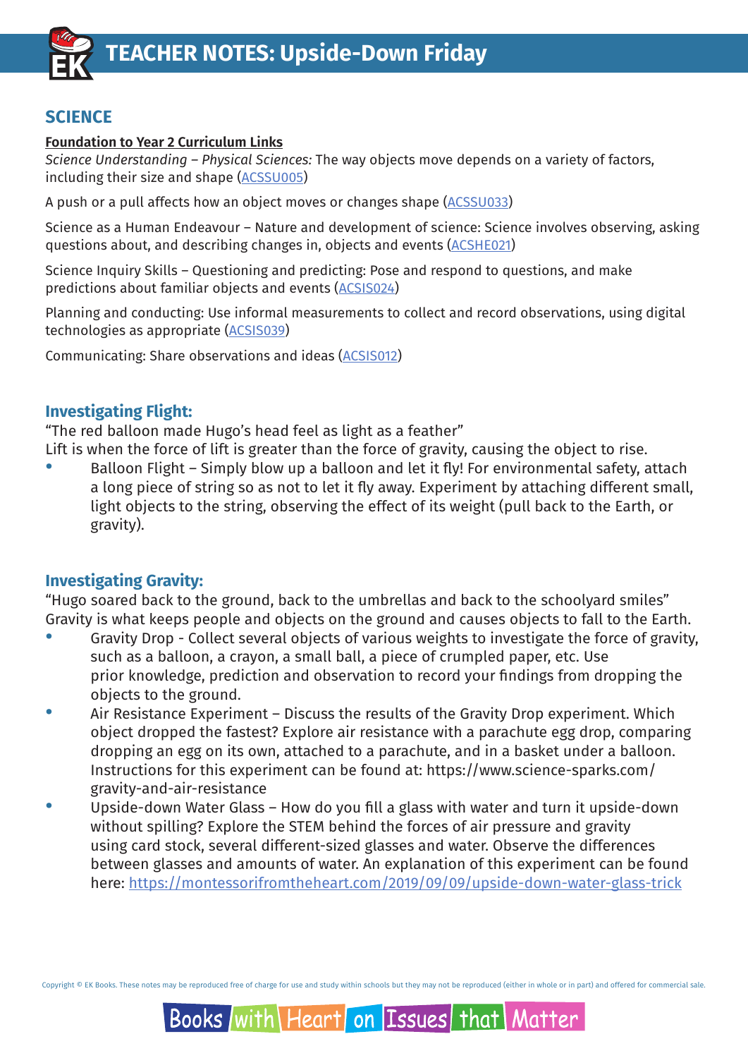# TEACHER NOTES: Upside-Down Friday

## SCIENCE

**Foundation to Year 2 Curriculum Links**

*Science Understanding – Physical Sciences:* The way objects move depends on a variety of factors, including their size and shape (ACSSU005)

A push or a pull affects how an object moves or changes shape (ACSSU033)

Science as a Human Endeavour – Nature and development of science: Science involves observing, asking questions about, and describing changes in, objects and events (ACSHE021)

Science Inquiry Skills – Questioning and predicting: Pose and respond to questions, and make predictions about familiar objects and events (ACSIS024)

Planning and conducting: Use informal measurements to collect and record observations, using digital technologies as appropriate (ACSIS039)

Communicating: Share observations and ideas (ACSIS012)

### Investigating Flight:

"The red balloon made Hugo's head feel as light as a feather"

Lift is when the force of lift is greater than the force of gravity, causing the object to rise.

- Balloon Flight – Simply blow up a balloon and let it fly! For environmental safety, attach a long piece of string so as not to let it fly away. Experiment by attaching different small, light objects to the string, observing the effect of its weight (pull back to the Earth, or gravity).

### Investigating Gravity:

"Hugo soared back to the ground, back to the umbrellas and back to the schoolyard smiles"

Gravity is what keeps people and objects on the ground and causes objects to fall to the Earth.

- Gravity Drop - Collect several objects of various weights to investigate the force of gravity, such as a balloon, a crayon, a small ball, a piece of crumpled paper, etc. Use prior knowledge, prediction and observation to record your findings from dropping the objects to the ground.
- Air Resistance Experiment – Discuss the results of the Gravity Drop experiment. Which object dropped the fastest? Explore air resistance with a parachute egg drop, comparing dropping an egg on its own, attached to a parachute, and in a basket under a balloon. Instructions for this experiment can be found at: https://www.science-sparks.com/gravity-and-air-resistance
- Upside-down Water Glass – How do you fill a glass with water and turn it upside-down without spilling? Explore the STEM behind the forces of air pressure and gravity using card stock, several different-sized glasses and water. Observe the differences between glasses and amounts of water. An explanation of this experiment can be found here: https://montessorifromtheheart.com/2019/09/09/upside-down-water-glass-trick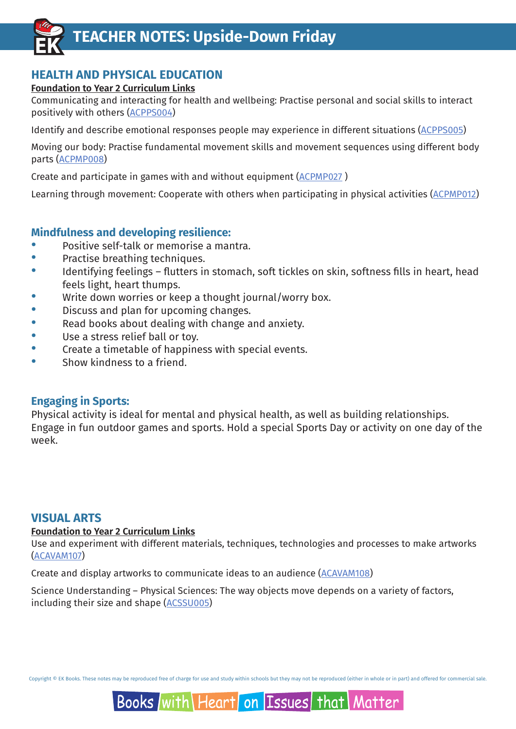# TEACHER NOTES: Upside-Down Friday

## HEALTH AND PHYSICAL EDUCATION

**Foundation to Year 2 Curriculum Links**

Communicating and interacting for health and wellbeing: Practise personal and social skills to interact positively with others (ACPPS004)

Identify and describe emotional responses people may experience in different situations (ACPPS005)

Moving our body: Practise fundamental movement skills and movement sequences using different body parts (ACPMP008)

Create and participate in games with and without equipment (ACPMP027 )

Learning through movement: Cooperate with others when participating in physical activities (ACPMP012)

### Mindfulness and developing resilience:

- Positive self-talk or memorise a mantra.
- Practise breathing techniques.
- Identifying feelings – flutters in stomach, soft tickles on skin, softness fills in heart, head feels light, heart thumps.
- Write down worries or keep a thought journal/worry box.
- Discuss and plan for upcoming changes.
- Read books about dealing with change and anxiety.
- Use a stress relief ball or toy.
- Create a timetable of happiness with special events.
- Show kindness to a friend.

### Engaging in Sports:

Physical activity is ideal for mental and physical health, as well as building relationships. Engage in fun outdoor games and sports. Hold a special Sports Day or activity on one day of the week.

## VISUAL ARTS

**Foundation to Year 2 Curriculum Links**

Use and experiment with different materials, techniques, technologies and processes to make artworks (ACAVAM107)

Create and display artworks to communicate ideas to an audience (ACAVAM108)

Science Understanding – Physical Sciences: The way objects move depends on a variety of factors, including their size and shape (ACSSU005)

Copyright © EK Books. These notes may be reproduced free of charge for use and study within schools but they may not be reproduced (either in whole or in part) and offered for commercial sale.

Books with Heart on Issues that Matter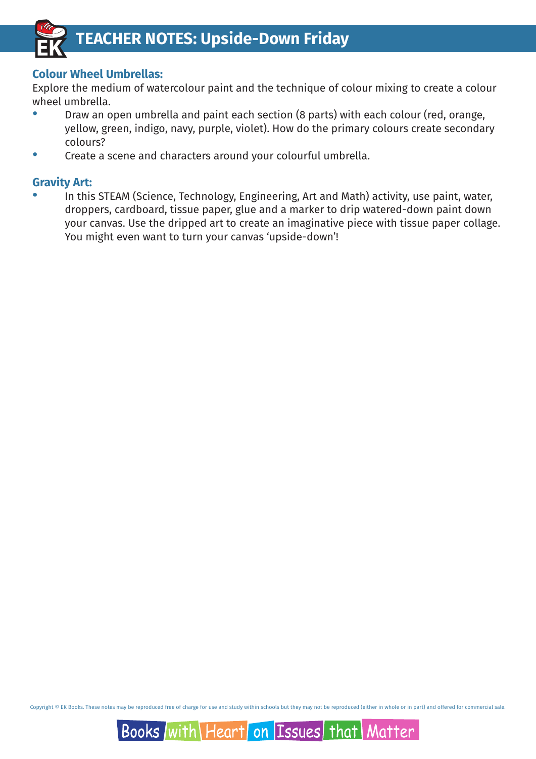# TEACHER NOTES: Upside-Down Friday

## Colour Wheel Umbrellas:

Explore the medium of watercolour paint and the technique of colour mixing to create a colour wheel umbrella.

- Draw an open umbrella and paint each section (8 parts) with each colour (red, orange, yellow, green, indigo, navy, purple, violet). How do the primary colours create secondary colours?
- Create a scene and characters around your colourful umbrella.

## Gravity Art:

- In this STEAM (Science, Technology, Engineering, Art and Math) activity, use paint, water, droppers, cardboard, tissue paper, glue and a marker to drip watered-down paint down your canvas. Use the dripped art to create an imaginative piece with tissue paper collage. You might even want to turn your canvas 'upside-down'!

Copyright © EK Books. These notes may be reproduced free of charge for use and study within schools but they may not be reproduced (either in whole or in part) and offered for commercial sale.

Books with Heart on Issues that Matter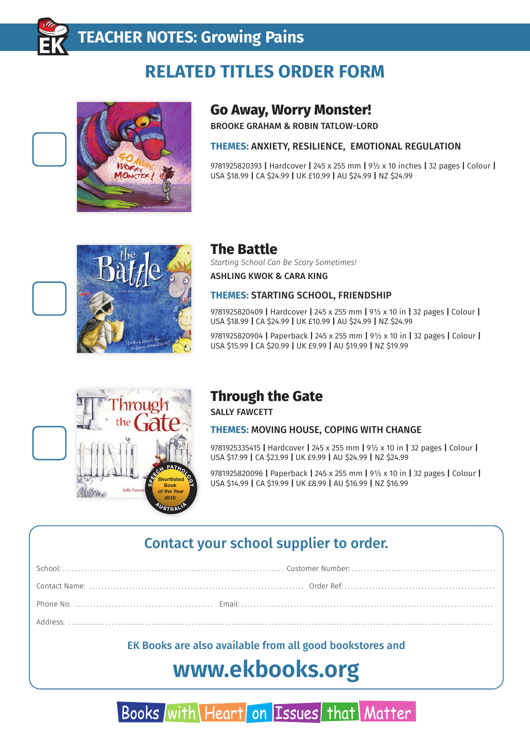# TEACHER NOTES: Growing Pains

## RELATED TITLES ORDER FORM

### Go Away, Worry Monster!

BROOKE GRAHAM & ROBIN TATLOW-LORD

**THEMES:** ANXIETY, RESILIENCE, EMOTIONAL REGULATION

9781925820393 | Hardcover | 245 x 255 mm | 9½ x 10 inches | 32 pages | Colour | USA $18.99 | CA $24.99 | UK £10.99 | AU $24.99 | NZ $24.99

### The Battle

*Starting School Can Be Scary Sometimes!*

ASHLING KWOK & CARA KING

**THEMES:** STARTING SCHOOL, FRIENDSHIP

9781925820409 | Hardcover | 245 x 255 mm | 9½ x 10 in | 32 pages | Colour | USA $18.99 | CA $24.99 | UK £10.99 | AU $24.99 | NZ $24.99

9781925820904 | Paperback | 245 x 255 mm | 9½ x 10 in | 32 pages | Colour | USA $15.99 | CA $20.99 | UK £9.99 | AU $19.99 | NZ $19.99

### Through the Gate

SALLY FAWCETT

**THEMES:** MOVING HOUSE, COPING WITH CHANGE

9781925335415 | Hardcover | 245 x 255 mm | 9½ x 10 in | 32 pages | Colour | USA $17.99 | CA $23.99 | UK £9.99 | AU $24.99 | NZ $24.99

9781925820096 | Paperback | 245 x 255 mm | 9½ x 10 in | 32 pages | Colour | USA $14.99 | CA $19.99 | UK £8.99 | AU $16.99 | NZ $16.99

## Contact your school supplier to order.

School: .................................................. Customer Number: ..................................................

Contact Name: .................................................. Order Ref: ..................................................

Phone No: .................................................. Email: ..................................................

Address: ....................................................................................................

EK Books are also available from all good bookstores and

**www.ekbooks.org**

Books with Heart on Issues that Matter